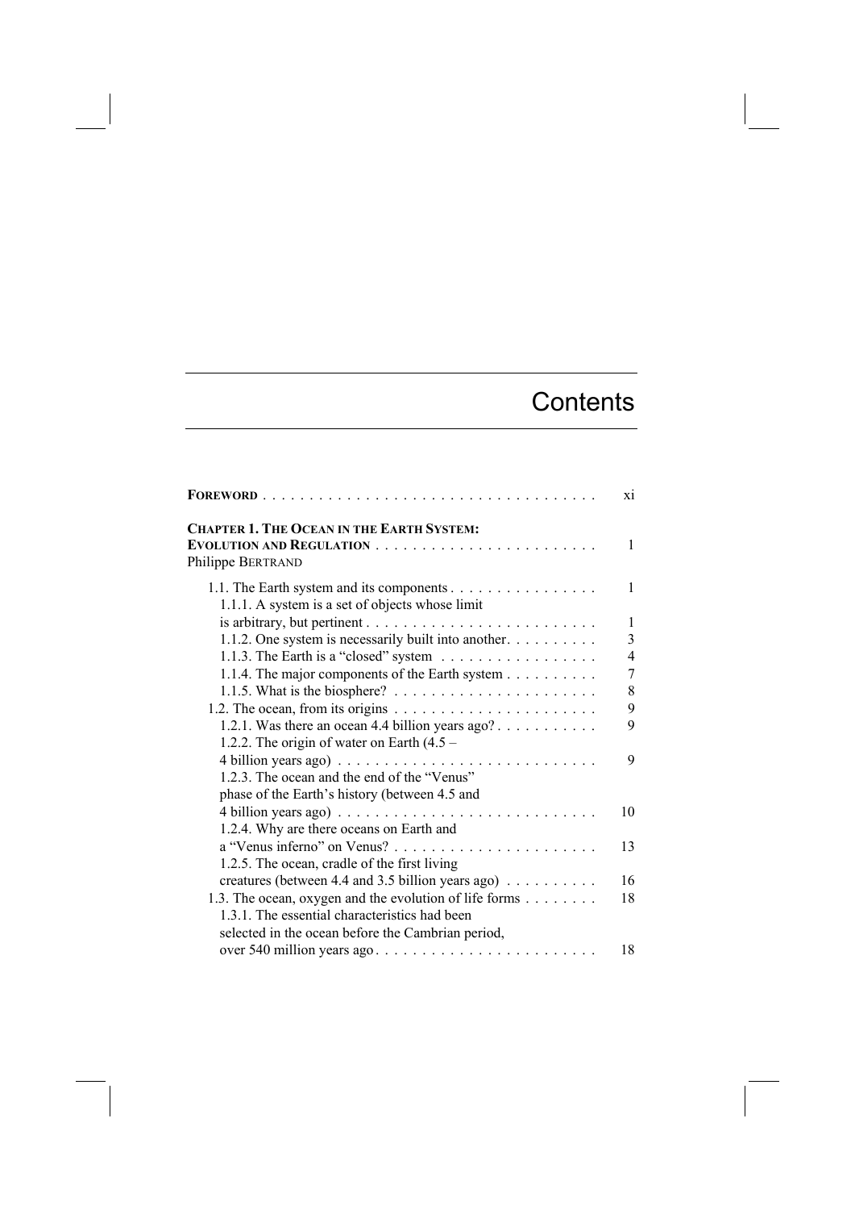# Contents

**FOREWORD** . . . . . . . . . . . . . . . . . . . . . . . . . . . . . . . . . . . . . xi

**CHAPTER 1. THE OCEAN IN THE EARTH SYSTEM: EVOLUTION AND REGULATION** . . . . . . . . . . . . . . . . . . . . . . . . 1
Philippe BERTRAND

- 1.1. The Earth system and its components . . . . . . . . . . . . . . . . 1
  - 1.1.1. A system is a set of objects whose limit is arbitrary, but pertinent . . . . . . . . . . . . . . . . . . . . . . . . . 1
  - 1.1.2. One system is necessarily built into another. . . . . . . . . . 3
  - 1.1.3. The Earth is a "closed" system . . . . . . . . . . . . . . . . . 4
  - 1.1.4. The major components of the Earth system . . . . . . . . . . 7
  - 1.1.5. What is the biosphere? . . . . . . . . . . . . . . . . . . . . . . 8
- 1.2. The ocean, from its origins . . . . . . . . . . . . . . . . . . . . . . 9
  - 1.2.1. Was there an ocean 4.4 billion years ago? . . . . . . . . . . . 9
  - 1.2.2. The origin of water on Earth (4.5 – 4 billion years ago) . . . . . . . . . . . . . . . . . . . . . . . . . . . . 9
  - 1.2.3. The ocean and the end of the "Venus" phase of the Earth's history (between 4.5 and 4 billion years ago) . . . . . . . . . . . . . . . . . . . . . . . . . . . . 10
  - 1.2.4. Why are there oceans on Earth and a "Venus inferno" on Venus? . . . . . . . . . . . . . . . . . . . . . . 13
  - 1.2.5. The ocean, cradle of the first living creatures (between 4.4 and 3.5 billion years ago) . . . . . . . . . . 16
- 1.3. The ocean, oxygen and the evolution of life forms . . . . . . . . 18
  - 1.3.1. The essential characteristics had been selected in the ocean before the Cambrian period, over 540 million years ago . . . . . . . . . . . . . . . . . . . . . . . . 18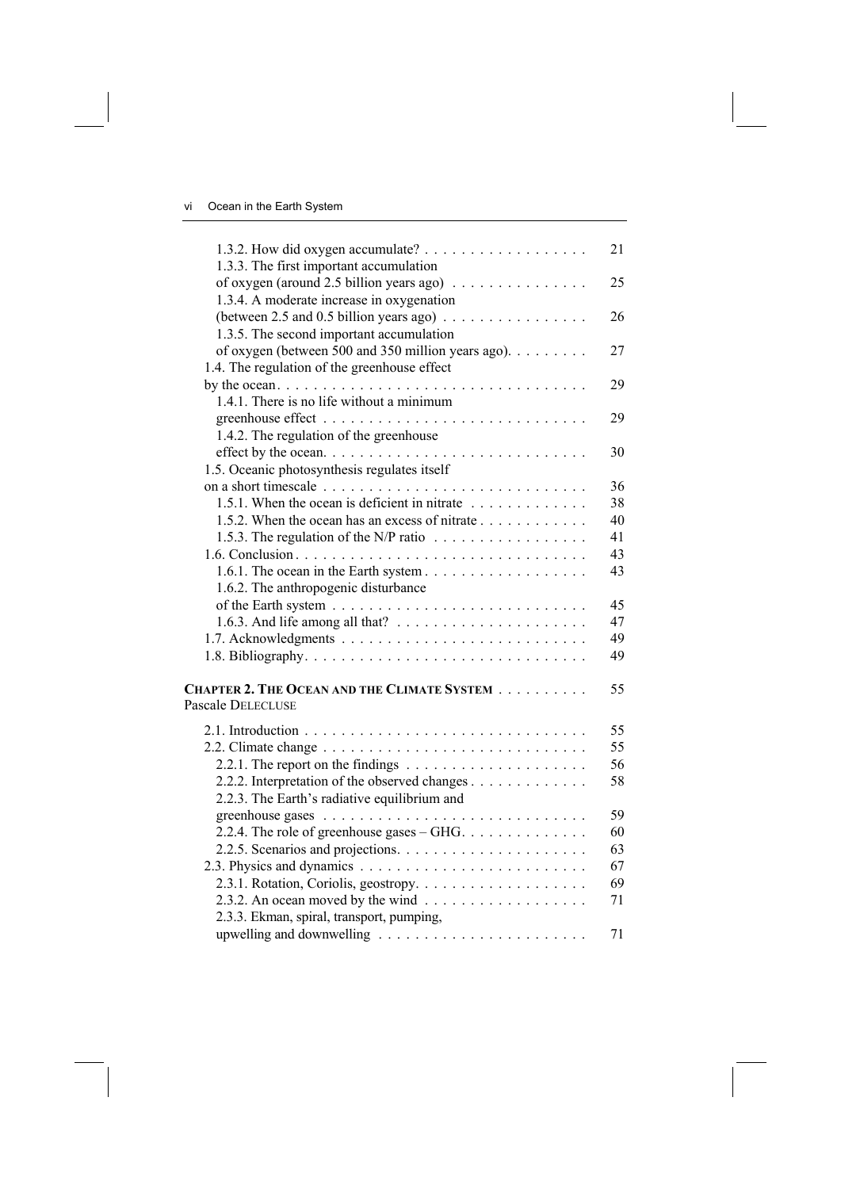1.3.2. How did oxygen accumulate? . . . . . . . . . . . . . . . . . . 21

1.3.3. The first important accumulation of oxygen (around 2.5 billion years ago) . . . . . . . . . . . . . . . 25

1.3.4. A moderate increase in oxygenation (between 2.5 and 0.5 billion years ago) . . . . . . . . . . . . . . . . 26

1.3.5. The second important accumulation of oxygen (between 500 and 350 million years ago). . . . . . . . . 27

1.4. The regulation of the greenhouse effect by the ocean. . . . . . . . . . . . . . . . . . . . . . . . . . . . . . . . . . . 29

1.4.1. There is no life without a minimum greenhouse effect . . . . . . . . . . . . . . . . . . . . . . . . . . . . . 29

1.4.2. The regulation of the greenhouse effect by the ocean. . . . . . . . . . . . . . . . . . . . . . . . . . . . . 30

1.5. Oceanic photosynthesis regulates itself on a short timescale . . . . . . . . . . . . . . . . . . . . . . . . . . . . . 36

1.5.1. When the ocean is deficient in nitrate . . . . . . . . . . . . 38

1.5.2. When the ocean has an excess of nitrate . . . . . . . . . . . 40

1.5.3. The regulation of the N/P ratio . . . . . . . . . . . . . . . . 41

1.6. Conclusion . . . . . . . . . . . . . . . . . . . . . . . . . . . . . . . . 43

1.6.1. The ocean in the Earth system . . . . . . . . . . . . . . . . . . 43

1.6.2. The anthropogenic disturbance of the Earth system . . . . . . . . . . . . . . . . . . . . . . . . . . . . 45

1.6.3. And life among all that? . . . . . . . . . . . . . . . . . . . . . 47

1.7. Acknowledgments . . . . . . . . . . . . . . . . . . . . . . . . . . . 49

1.8. Bibliography. . . . . . . . . . . . . . . . . . . . . . . . . . . . . . . 49

**CHAPTER 2. THE OCEAN AND THE CLIMATE SYSTEM** . . . . . . . . . . 55

Pascale DELECLUSE

2.1. Introduction . . . . . . . . . . . . . . . . . . . . . . . . . . . . . . . 55

2.2. Climate change . . . . . . . . . . . . . . . . . . . . . . . . . . . . . 55

2.2.1. The report on the findings . . . . . . . . . . . . . . . . . . . . 56

2.2.2. Interpretation of the observed changes . . . . . . . . . . . . . 58

2.2.3. The Earth's radiative equilibrium and greenhouse gases . . . . . . . . . . . . . . . . . . . . . . . . . . . . 59

2.2.4. The role of greenhouse gases – GHG. . . . . . . . . . . . . . 60

2.2.5. Scenarios and projections. . . . . . . . . . . . . . . . . . . . . 63

2.3. Physics and dynamics . . . . . . . . . . . . . . . . . . . . . . . . . 67

2.3.1. Rotation, Coriolis, geostropy. . . . . . . . . . . . . . . . . . . 69

2.3.2. An ocean moved by the wind . . . . . . . . . . . . . . . . . . 71

2.3.3. Ekman, spiral, transport, pumping, upwelling and downwelling . . . . . . . . . . . . . . . . . . . . . . . 71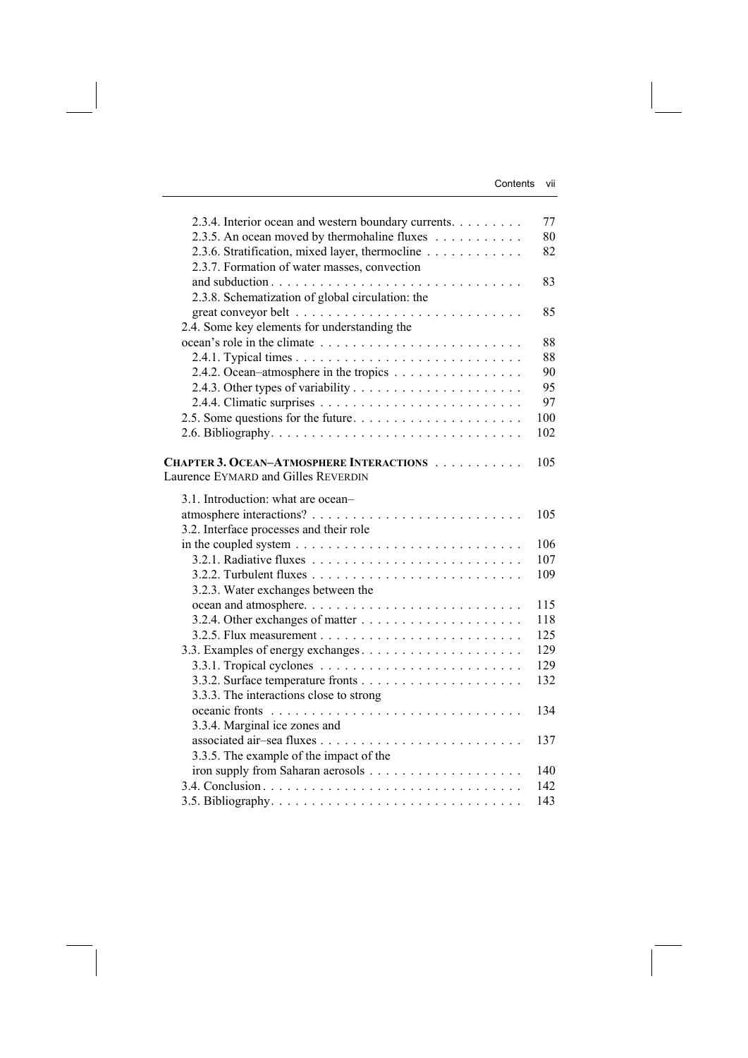2.3.4. Interior ocean and western boundary currents. . . . . . . . . 77
2.3.5. An ocean moved by thermohaline fluxes . . . . . . . . . . . 80
2.3.6. Stratification, mixed layer, thermocline . . . . . . . . . . . . 82
2.3.7. Formation of water masses, convection and subduction . . . . . . . . . . . . . . . . . . . . . . . . . . . . . . . 83
2.3.8. Schematization of global circulation: the great conveyor belt . . . . . . . . . . . . . . . . . . . . . . . . . . . . 85
2.4. Some key elements for understanding the ocean's role in the climate . . . . . . . . . . . . . . . . . . . . . . . . . 88
2.4.1. Typical times . . . . . . . . . . . . . . . . . . . . . . . . . . . . 88
2.4.2. Ocean–atmosphere in the tropics . . . . . . . . . . . . . . . . 90
2.4.3. Other types of variability . . . . . . . . . . . . . . . . . . . . . 95
2.4.4. Climatic surprises . . . . . . . . . . . . . . . . . . . . . . . . . 97
2.5. Some questions for the future. . . . . . . . . . . . . . . . . . . . . 100
2.6. Bibliography. . . . . . . . . . . . . . . . . . . . . . . . . . . . . . . 102

**CHAPTER 3. OCEAN–ATMOSPHERE INTERACTIONS** . . . . . . . . . . . 105
Laurence EYMARD and Gilles REVERDIN

3.1. Introduction: what are ocean–atmosphere interactions? . . . . . . . . . . . . . . . . . . . . . . . . . . 105
3.2. Interface processes and their role in the coupled system . . . . . . . . . . . . . . . . . . . . . . . . . . . . 106
3.2.1. Radiative fluxes . . . . . . . . . . . . . . . . . . . . . . . . . . 107
3.2.2. Turbulent fluxes . . . . . . . . . . . . . . . . . . . . . . . . . . 109
3.2.3. Water exchanges between the ocean and atmosphere. . . . . . . . . . . . . . . . . . . . . . . . . . . 115
3.2.4. Other exchanges of matter . . . . . . . . . . . . . . . . . . . . 118
3.2.5. Flux measurement . . . . . . . . . . . . . . . . . . . . . . . . . 125
3.3. Examples of energy exchanges. . . . . . . . . . . . . . . . . . . . 129
3.3.1. Tropical cyclones . . . . . . . . . . . . . . . . . . . . . . . . . 129
3.3.2. Surface temperature fronts . . . . . . . . . . . . . . . . . . . . 132
3.3.3. The interactions close to strong oceanic fronts . . . . . . . . . . . . . . . . . . . . . . . . . . . . . . . 134
3.3.4. Marginal ice zones and associated air–sea fluxes . . . . . . . . . . . . . . . . . . . . . . . . . 137
3.3.5. The example of the impact of the iron supply from Saharan aerosols . . . . . . . . . . . . . . . . . . . 140
3.4. Conclusion . . . . . . . . . . . . . . . . . . . . . . . . . . . . . . . . 142
3.5. Bibliography. . . . . . . . . . . . . . . . . . . . . . . . . . . . . . . 143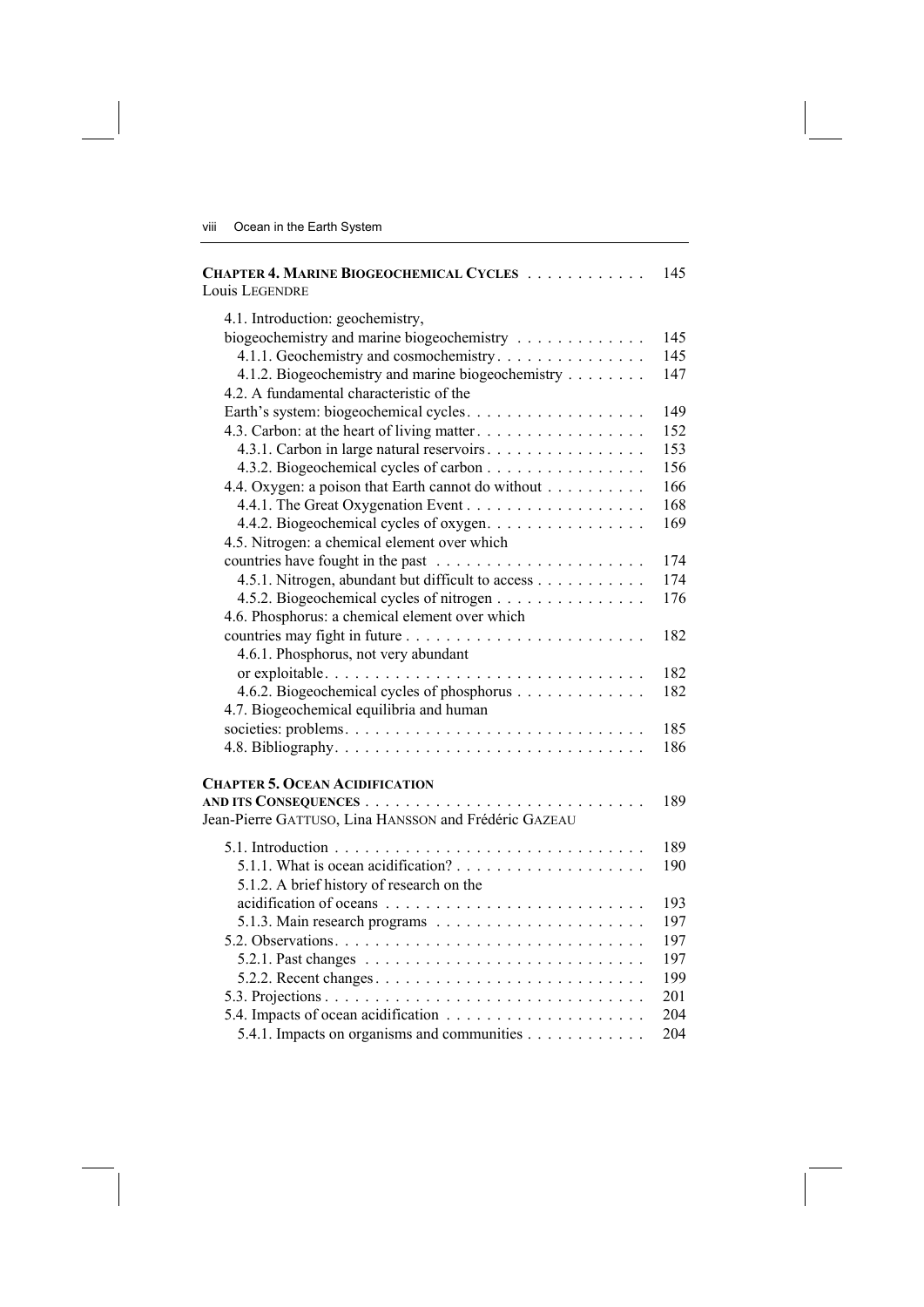**CHAPTER 4. MARINE BIOGEOCHEMICAL CYCLES** . . . . . . . . . . . . 145
Louis LEGENDRE

4.1. Introduction: geochemistry, biogeochemistry and marine biogeochemistry . . . . . . . . . . . . . 145
4.1.1. Geochemistry and cosmochemistry . . . . . . . . . . . . . . 145
4.1.2. Biogeochemistry and marine biogeochemistry . . . . . . . . 147
4.2. A fundamental characteristic of the Earth's system: biogeochemical cycles . . . . . . . . . . . . . . . . . . 149
4.3. Carbon: at the heart of living matter . . . . . . . . . . . . . . . . 152
4.3.1. Carbon in large natural reservoirs . . . . . . . . . . . . . . . . 153
4.3.2. Biogeochemical cycles of carbon . . . . . . . . . . . . . . . . 156
4.4. Oxygen: a poison that Earth cannot do without . . . . . . . . . . 166
4.4.1. The Great Oxygenation Event . . . . . . . . . . . . . . . . . . 168
4.4.2. Biogeochemical cycles of oxygen . . . . . . . . . . . . . . . . 169
4.5. Nitrogen: a chemical element over which countries have fought in the past . . . . . . . . . . . . . . . . . . . . . 174
4.5.1. Nitrogen, abundant but difficult to access . . . . . . . . . . . 174
4.5.2. Biogeochemical cycles of nitrogen . . . . . . . . . . . . . . . 176
4.6. Phosphorus: a chemical element over which countries may fight in future . . . . . . . . . . . . . . . . . . . . . . . . 182
4.6.1. Phosphorus, not very abundant or exploitable . . . . . . . . . . . . . . . . . . . . . . . . . . . . . . . . 182
4.6.2. Biogeochemical cycles of phosphorus . . . . . . . . . . . . . 182
4.7. Biogeochemical equilibria and human societies: problems . . . . . . . . . . . . . . . . . . . . . . . . . . . . . 185
4.8. Bibliography . . . . . . . . . . . . . . . . . . . . . . . . . . . . . . 186

**CHAPTER 5. OCEAN ACIDIFICATION AND ITS CONSEQUENCES** . . . . . . . . . . . . . . . . . . . . . . . . . . . . 189
Jean-Pierre GATTUSO, Lina HANSSON and Frédéric GAZEAU

5.1. Introduction . . . . . . . . . . . . . . . . . . . . . . . . . . . . . . . 189
5.1.1. What is ocean acidification? . . . . . . . . . . . . . . . . . . . 190
5.1.2. A brief history of research on the acidification of oceans . . . . . . . . . . . . . . . . . . . . . . . . . . 193
5.1.3. Main research programs . . . . . . . . . . . . . . . . . . . . . 197
5.2. Observations . . . . . . . . . . . . . . . . . . . . . . . . . . . . . . 197
5.2.1. Past changes . . . . . . . . . . . . . . . . . . . . . . . . . . . . 197
5.2.2. Recent changes . . . . . . . . . . . . . . . . . . . . . . . . . . . 199
5.3. Projections . . . . . . . . . . . . . . . . . . . . . . . . . . . . . . . 201
5.4. Impacts of ocean acidification . . . . . . . . . . . . . . . . . . . . 204
5.4.1. Impacts on organisms and communities . . . . . . . . . . . . 204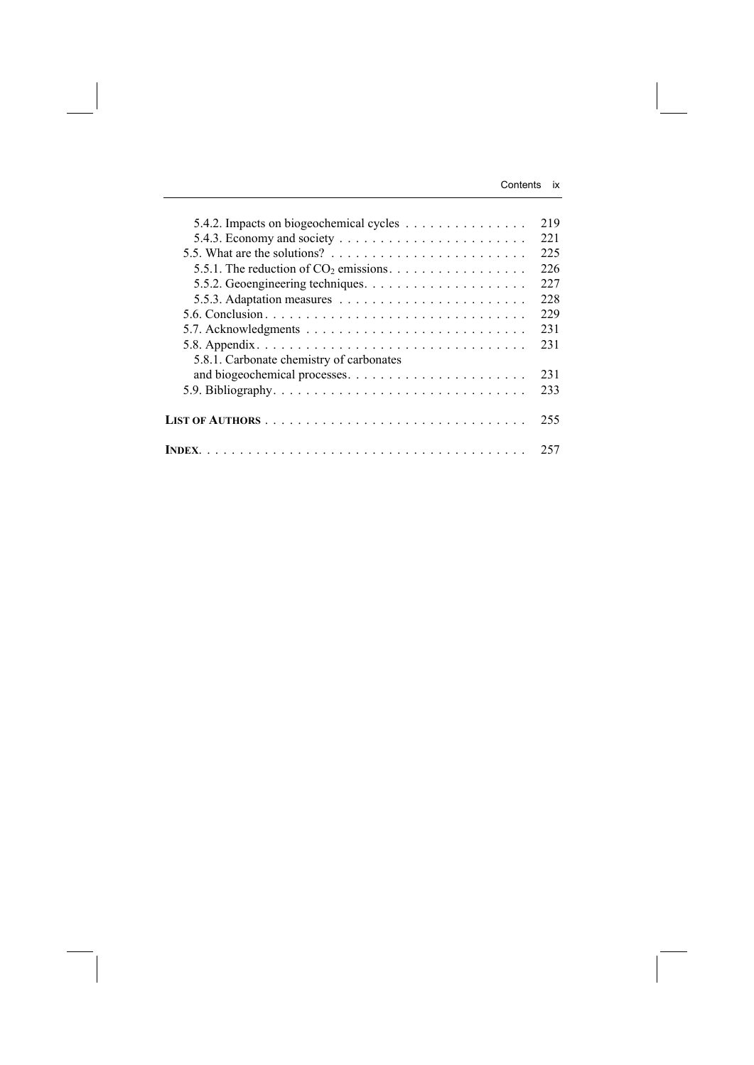5.4.2. Impacts on biogeochemical cycles . . . . . . . . . . . . . . . 219
5.4.3. Economy and society . . . . . . . . . . . . . . . . . . . . . . . . 221
5.5. What are the solutions? . . . . . . . . . . . . . . . . . . . . . . . . 225
5.5.1. The reduction of $CO_2$ emissions. . . . . . . . . . . . . . . . . 226
5.5.2. Geoengineering techniques. . . . . . . . . . . . . . . . . . . . 227
5.5.3. Adaptation measures . . . . . . . . . . . . . . . . . . . . . . . 228
5.6. Conclusion . . . . . . . . . . . . . . . . . . . . . . . . . . . . . . . 229
5.7. Acknowledgments . . . . . . . . . . . . . . . . . . . . . . . . . . 231
5.8. Appendix . . . . . . . . . . . . . . . . . . . . . . . . . . . . . . . . 231
5.8.1. Carbonate chemistry of carbonates and biogeochemical processes. . . . . . . . . . . . . . . . . . . . . . 231
5.9. Bibliography. . . . . . . . . . . . . . . . . . . . . . . . . . . . . . 233

**LIST OF AUTHORS** . . . . . . . . . . . . . . . . . . . . . . . . . . . . . . . 255

**INDEX**. . . . . . . . . . . . . . . . . . . . . . . . . . . . . . . . . . . . . . . 257